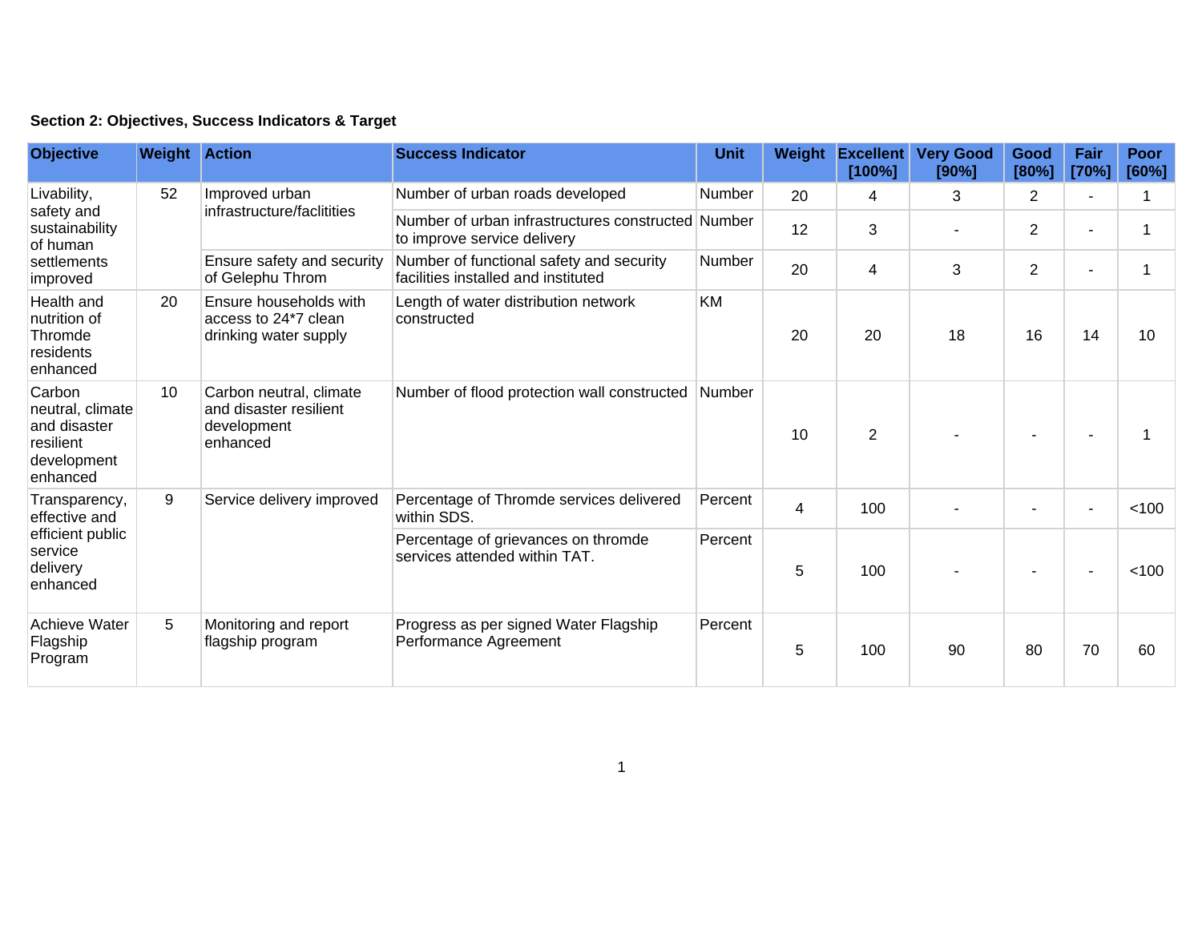**Section 2: Objectives, Success Indicators & Target**

| Objective | Weight | Action | Success Indicator | Unit | Weight | Excellent [100%] | Very Good [90%] | Good [80%] | Fair [70%] | Poor [60%] |
|---|---|---|---|---|---|---|---|---|---|---|
| Livability, safety and sustainability of human settlements improved | 52 | Improved urban infrastructure/faclitities | Number of urban roads developed | Number | 20 | 4 | 3 | 2 | - | 1 |
| | | | Number of urban infrastructures constructed to improve service delivery | Number | 12 | 3 | - | 2 | - | 1 |
| | | Ensure safety and security of Gelephu Throm | Number of functional safety and security facilities installed and instituted | Number | 20 | 4 | 3 | 2 | - | 1 |
| Health and nutrition of Thromde residents enhanced | 20 | Ensure households with access to 24*7 clean drinking water supply | Length of water distribution network constructed | KM | 20 | 20 | 18 | 16 | 14 | 10 |
| Carbon neutral, climate and disaster resilient development enhanced | 10 | Carbon neutral, climate and disaster resilient development enhanced | Number of flood protection wall constructed | Number | 10 | 2 | - | - | - | 1 |
| Transparency, effective and efficient public service delivery enhanced | 9 | Service delivery improved | Percentage of Thromde services delivered within SDS. | Percent | 4 | 100 | - | - | - | <100 |
| | | | Percentage of grievances on thromde services attended within TAT. | Percent | 5 | 100 | - | - | - | <100 |
| Achieve Water Flagship Program | 5 | Monitoring and report flagship program | Progress as per signed Water Flagship Performance Agreement | Percent | 5 | 100 | 90 | 80 | 70 | 60 |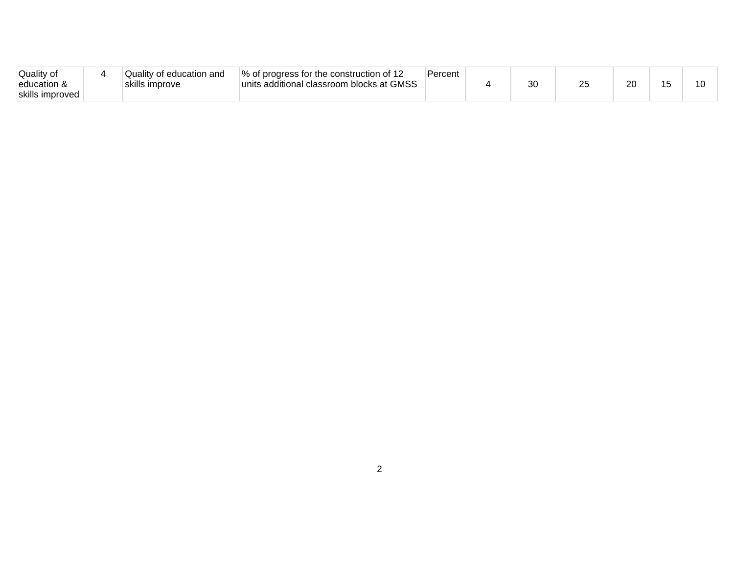| | | | | | | | | | | |
|---|---|---|---|---|---|---|---|---|---|---|
| Quality of education & skills improved | 4 | Quality of education and skills improve | % of progress for the construction of 12 units additional classroom blocks at GMSS | Percent | 4 | 30 | 25 | 20 | 15 | 10 |